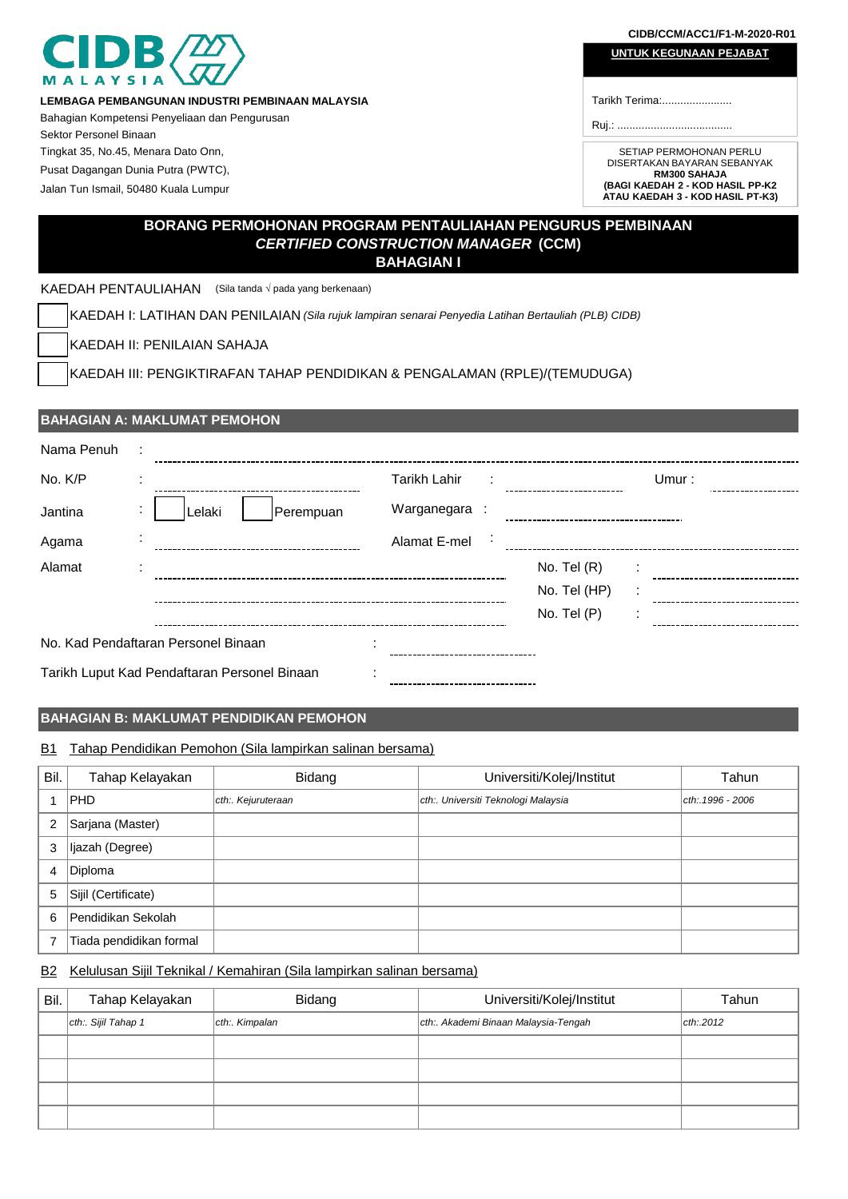CIDB/CCM/ACC1/F1-M-2020-R01

**UNTUK KEGUNAAN PEJABAT**

Tarikh Terima:........................

Ruj.: ......................................

SETIAP PERMOHONAN PERLU DISERTAKAN BAYARAN SEBANYAK **RM300 SAHAJA (BAGI KAEDAH 2 - KOD HASIL PP-K2 ATAU KAEDAH 3 - KOD HASIL PT-K3)**

CIDB MALAYSIA

**LEMBAGA PEMBANGUNAN INDUSTRI PEMBINAAN MALAYSIA**
Bahagian Kompetensi Penyeliaan dan Pengurusan
Sektor Personel Binaan
Tingkat 35, No.45, Menara Dato Onn,
Pusat Dagangan Dunia Putra (PWTC),
Jalan Tun Ismail, 50480 Kuala Lumpur

# BORANG PERMOHONAN PROGRAM PENTAULIAHAN PENGURUS PEMBINAAN *CERTIFIED CONSTRUCTION MANAGER* (CCM) BAHAGIAN I

KAEDAH PENTAULIAHAN (Sila tanda √ pada yang berkenaan)

- [ ] KAEDAH I: LATIHAN DAN PENILAIAN *(Sila rujuk lampiran senarai Penyedia Latihan Bertauliah (PLB) CIDB)*
- [ ] KAEDAH II: PENILAIAN SAHAJA
- [ ] KAEDAH III: PENGIKTIRAFAN TAHAP PENDIDIKAN & PENGALAMAN (RPLE)/(TEMUDUGA)

## BAHAGIAN A: MAKLUMAT PEMOHON

Nama Penuh : ........................................

No. K/P : .................... Tarikh Lahir : .................... Umur : ....................

Jantina : [ ] Lelaki [ ] Perempuan Warganegara : ....................

Agama : .................... Alamat E-mel : ....................

Alamat : ........................................ No. Tel (R) : ....................

........................................ No. Tel (HP) : ....................

........................................ No. Tel (P) : ....................

No. Kad Pendaftaran Personel Binaan : ....................

Tarikh Luput Kad Pendaftaran Personel Binaan : ....................

## BAHAGIAN B: MAKLUMAT PENDIDIKAN PEMOHON

B1 Tahap Pendidikan Pemohon (Sila lampirkan salinan bersama)

| Bil. | Tahap Kelayakan | Bidang | Universiti/Kolej/Institut | Tahun |
|---|---|---|---|---|
| 1 | PHD | *cth:. Kejuruteraan* | *cth:. Universiti Teknologi Malaysia* | *cth:.1996 - 2006* |
| 2 | Sarjana (Master) | | | |
| 3 | Ijazah (Degree) | | | |
| 4 | Diploma | | | |
| 5 | Sijil (Certificate) | | | |
| 6 | Pendidikan Sekolah | | | |
| 7 | Tiada pendidikan formal | | | |

B2 Kelulusan Sijil Teknikal / Kemahiran (Sila lampirkan salinan bersama)

| Bil. | Tahap Kelayakan | Bidang | Universiti/Kolej/Institut | Tahun |
|---|---|---|---|---|
| | *cth:. Sijil Tahap 1* | *cth:. Kimpalan* | *cth:. Akademi Binaan Malaysia-Tengah* | *cth:.2012* |
| | | | | |
| | | | | |
| | | | | |
| | | | | |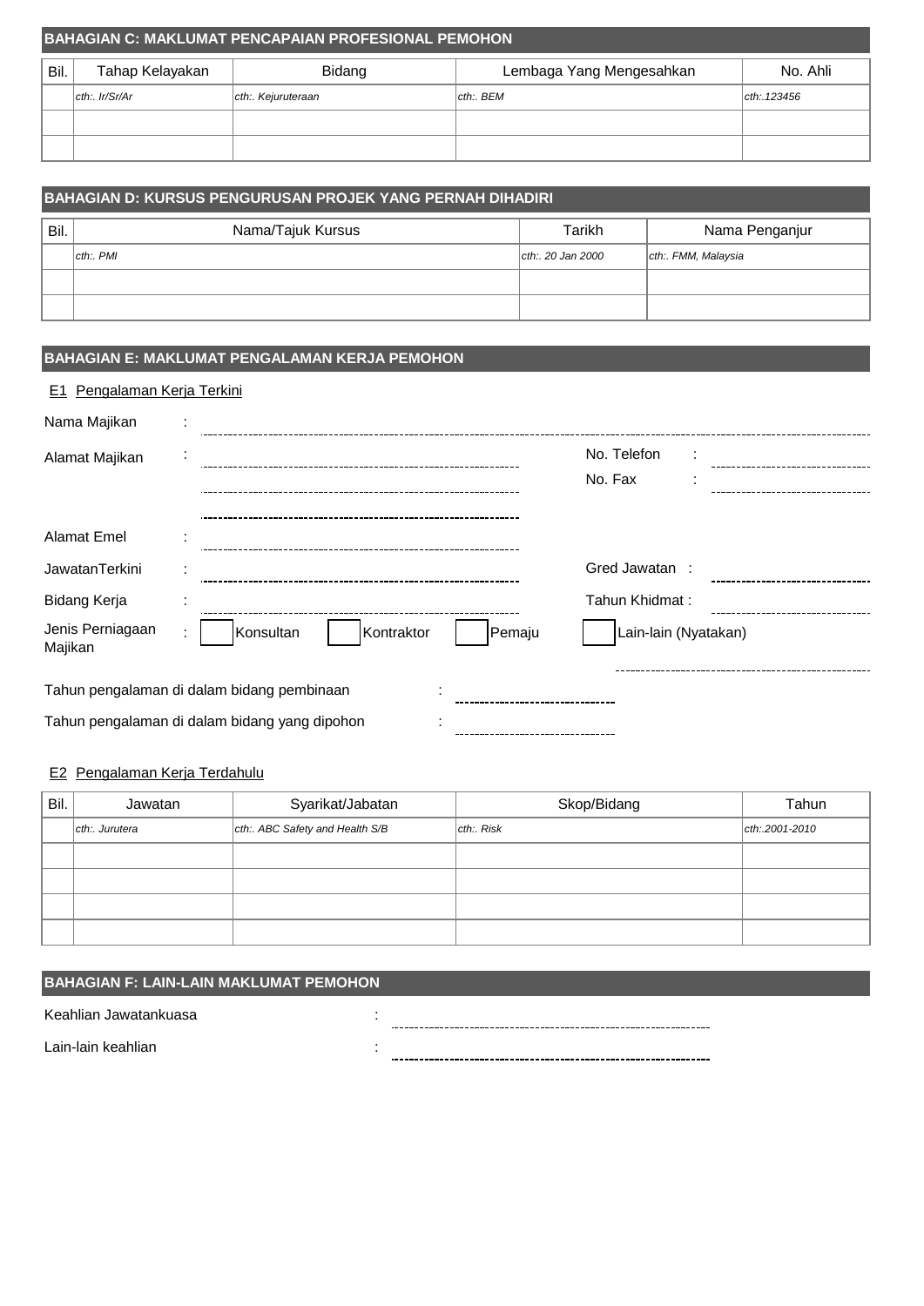## BAHAGIAN C: MAKLUMAT PENCAPAIAN PROFESIONAL PEMOHON

| Bil. | Tahap Kelayakan | Bidang | Lembaga Yang Mengesahkan | No. Ahli |
|---|---|---|---|---|
| | *cth:. Ir/Sr/Ar* | *cth:. Kejuruteraan* | *cth:. BEM* | *cth:.123456* |
| | | | | |
| | | | | |

## BAHAGIAN D: KURSUS PENGURUSAN PROJEK YANG PERNAH DIHADIRI

| Bil. | Nama/Tajuk Kursus | Tarikh | Nama Penganjur |
|---|---|---|---|
| | *cth:. PMI* | *cth:. 20 Jan 2000* | *cth:. FMM, Malaysia* |
| | | | |
| | | | |

## BAHAGIAN E: MAKLUMAT PENGALAMAN KERJA PEMOHON

### E1 Pengalaman Kerja Terkini

Nama Majikan : ____________________

Alamat Majikan : ____________________ No. Telefon : ____________________

____________________ No. Fax : ____________________

____________________

Alamat Emel : ____________________

JawatanTerkini : ____________________ Gred Jawatan : ____________________

Bidang Kerja : ____________________ Tahun Khidmat : ____________________

Jenis Perniagaan Majikan : ☐ Konsultan ☐ Kontraktor ☐ Pemaju ☐ Lain-lain (Nyatakan)

____________________

Tahun pengalaman di dalam bidang pembinaan : ____________________

Tahun pengalaman di dalam bidang yang dipohon : ____________________

### E2 Pengalaman Kerja Terdahulu

| Bil. | Jawatan | Syarikat/Jabatan | Skop/Bidang | Tahun |
|---|---|---|---|---|
| | *cth:. Jurutera* | *cth:. ABC Safety and Health S/B* | *cth:. Risk* | *cth:.2001-2010* |
| | | | | |
| | | | | |
| | | | | |
| | | | | |

## BAHAGIAN F: LAIN-LAIN MAKLUMAT PEMOHON

Keahlian Jawatankuasa : ____________________

Lain-lain keahlian : ____________________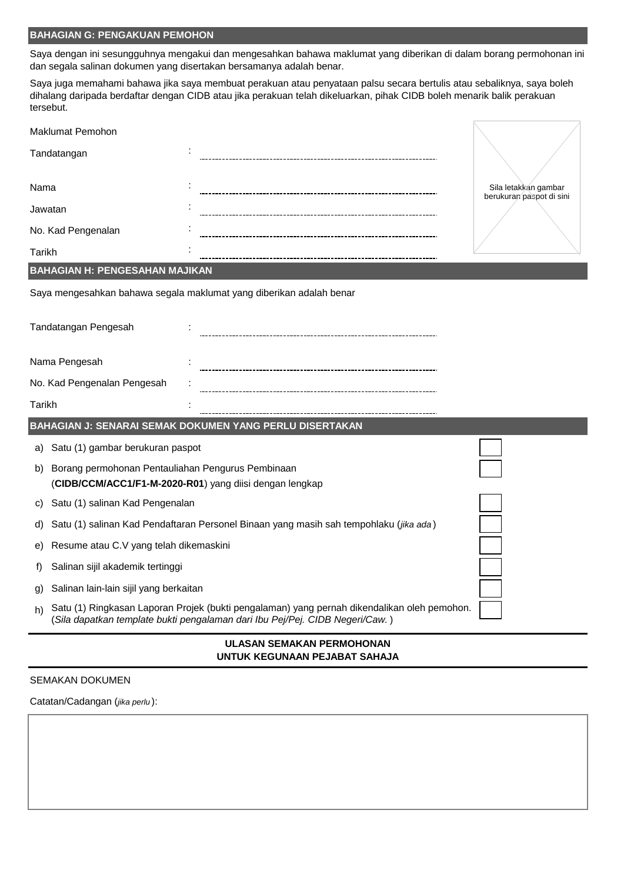## BAHAGIAN G: PENGAKUAN PEMOHON

Saya dengan ini sesungguhnya mengakui dan mengesahkan bahawa maklumat yang diberikan di dalam borang permohonan ini dan segala salinan dokumen yang disertakan bersamanya adalah benar.

Saya juga memahami bahawa jika saya membuat perakuan atau penyataan palsu secara bertulis atau sebaliknya, saya boleh dihalang daripada berdaftar dengan CIDB atau jika perakuan telah dikeluarkan, pihak CIDB boleh menarik balik perakuan tersebut.

Maklumat Pemohon

Tandatangan : ..............................................................................

Nama : ..............................................................................

Jawatan : ..............................................................................

No. Kad Pengenalan : ..............................................................................

Tarikh : ..............................................................................

Sila letakkan gambar berukuran paspot di sini

## BAHAGIAN H: PENGESAHAN MAJIKAN

Saya mengesahkan bahawa segala maklumat yang diberikan adalah benar

Tandatangan Pengesah : ..............................................................................

Nama Pengesah : ..............................................................................

No. Kad Pengenalan Pengesah : ..............................................................................

Tarikh : ..............................................................................

## BAHAGIAN J: SENARAI SEMAK DOKUMEN YANG PERLU DISERTAKAN

a) Satu (1) gambar berukuran paspot ☐

b) Borang permohonan Pentauliahan Pengurus Pembinaan (**CIDB/CCM/ACC1/F1-M-2020-R01**) yang diisi dengan lengkap ☐

c) Satu (1) salinan Kad Pengenalan ☐

d) Satu (1) salinan Kad Pendaftaran Personel Binaan yang masih sah tempohlaku (*jika ada*) ☐

e) Resume atau C.V yang telah dikemaskini ☐

f) Salinan sijil akademik tertinggi ☐

g) Salinan lain-lain sijil yang berkaitan ☐

h) Satu (1) Ringkasan Laporan Projek (bukti pengalaman) yang pernah dikendalikan oleh pemohon. (*Sila dapatkan template bukti pengalaman dari Ibu Pej/Pej. CIDB Negeri/Caw.*) ☐

---

**ULASAN SEMAKAN PERMOHONAN**
**UNTUK KEGUNAAN PEJABAT SAHAJA**

---

SEMAKAN DOKUMEN

Catatan/Cadangan (*jika perlu*):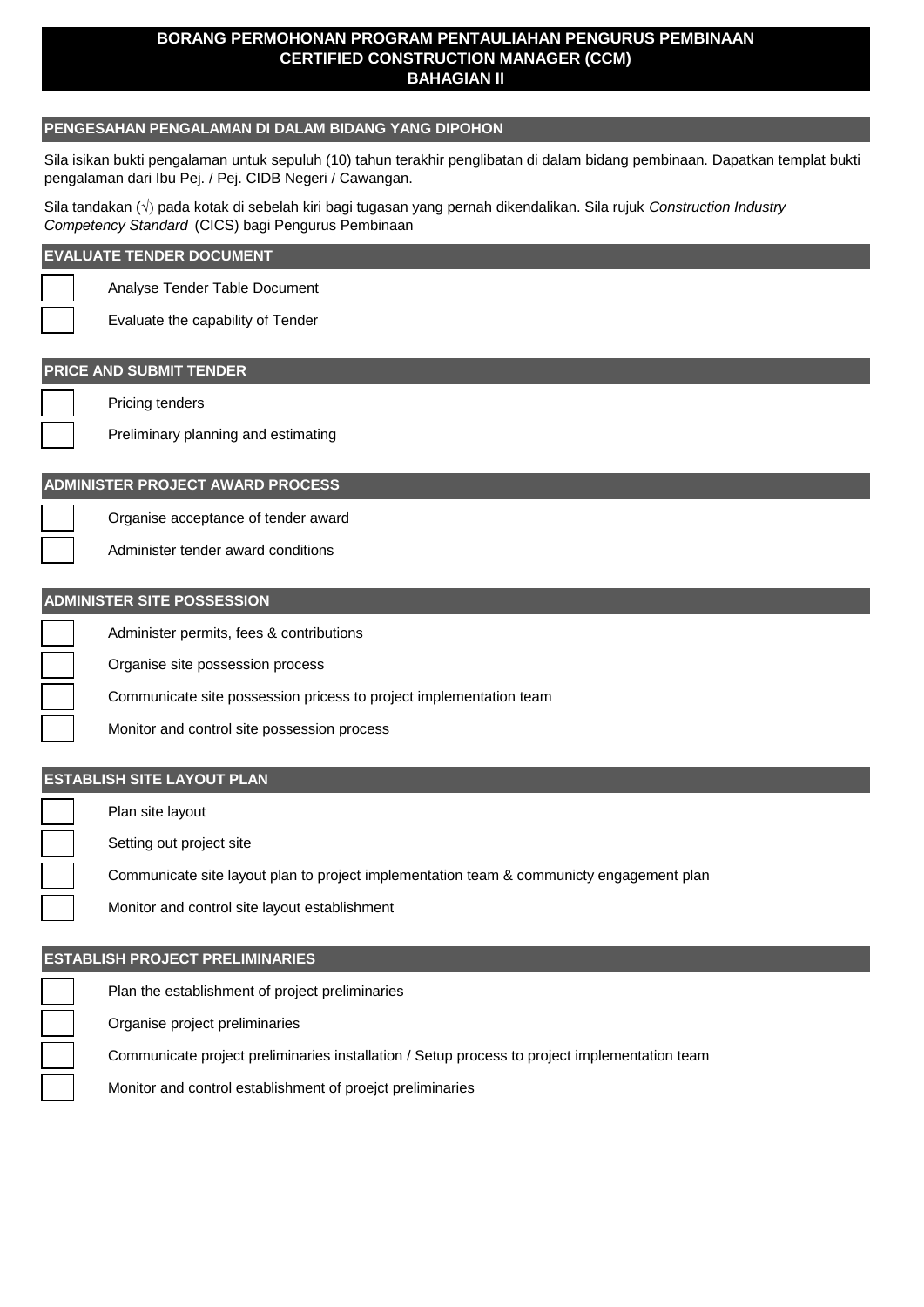# BORANG PERMOHONAN PROGRAM PENTAULIAHAN PENGURUS PEMBINAAN CERTIFIED CONSTRUCTION MANAGER (CCM) BAHAGIAN II

## PENGESAHAN PENGALAMAN DI DALAM BIDANG YANG DIPOHON

Sila isikan bukti pengalaman untuk sepuluh (10) tahun terakhir penglibatan di dalam bidang pembinaan. Dapatkan templat bukti pengalaman dari Ibu Pej. / Pej. CIDB Negeri / Cawangan.

Sila tandakan (√) pada kotak di sebelah kiri bagi tugasan yang pernah dikendalikan. Sila rujuk *Construction Industry Competency Standard* (CICS) bagi Pengurus Pembinaan

### EVALUATE TENDER DOCUMENT

- [ ] Analyse Tender Table Document
- [ ] Evaluate the capability of Tender

### PRICE AND SUBMIT TENDER

- [ ] Pricing tenders
- [ ] Preliminary planning and estimating

### ADMINISTER PROJECT AWARD PROCESS

- [ ] Organise acceptance of tender award
- [ ] Administer tender award conditions

### ADMINISTER SITE POSSESSION

- [ ] Administer permits, fees & contributions
- [ ] Organise site possession process
- [ ] Communicate site possession pricess to project implementation team
- [ ] Monitor and control site possession process

### ESTABLISH SITE LAYOUT PLAN

- [ ] Plan site layout
- [ ] Setting out project site
- [ ] Communicate site layout plan to project implementation team & communicty engagement plan
- [ ] Monitor and control site layout establishment

### ESTABLISH PROJECT PRELIMINARIES

- [ ] Plan the establishment of project preliminaries
- [ ] Organise project preliminaries
- [ ] Communicate project preliminaries installation / Setup process to project implementation team
- [ ] Monitor and control establishment of proejct preliminaries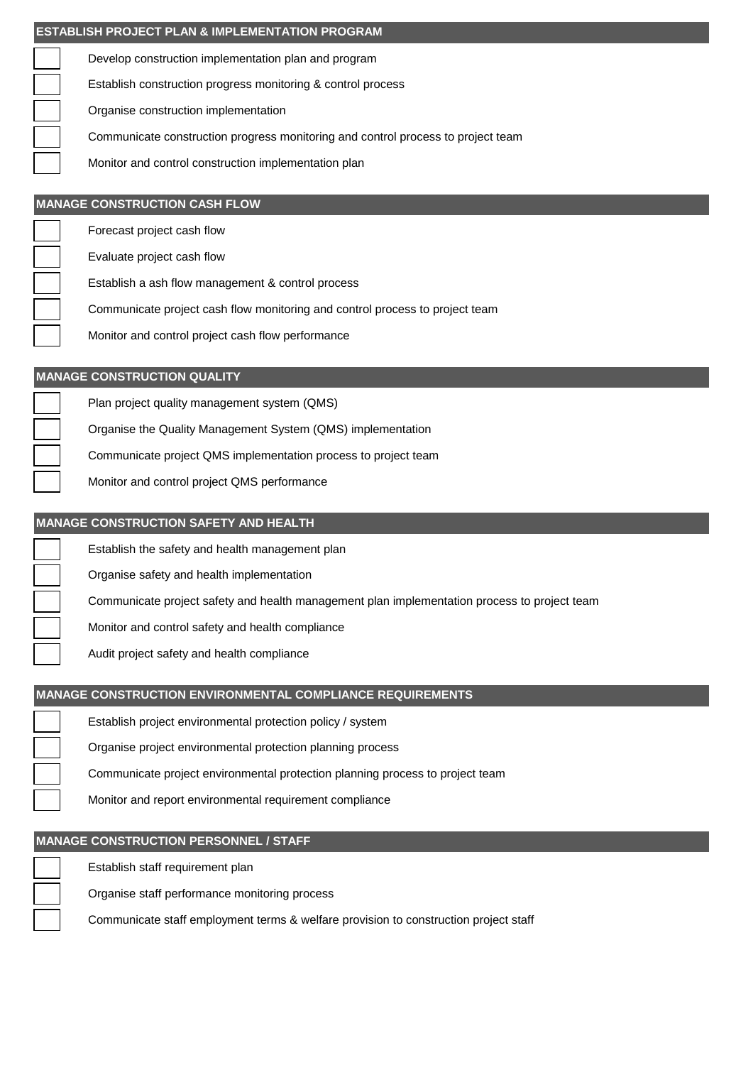## ESTABLISH PROJECT PLAN & IMPLEMENTATION PROGRAM

- [ ] Develop construction implementation plan and program
- [ ] Establish construction progress monitoring & control process
- [ ] Organise construction implementation
- [ ] Communicate construction progress monitoring and control process to project team
- [ ] Monitor and control construction implementation plan

## MANAGE CONSTRUCTION CASH FLOW

- [ ] Forecast project cash flow
- [ ] Evaluate project cash flow
- [ ] Establish a ash flow management & control process
- [ ] Communicate project cash flow monitoring and control process to project team
- [ ] Monitor and control project cash flow performance

## MANAGE CONSTRUCTION QUALITY

- [ ] Plan project quality management system (QMS)
- [ ] Organise the Quality Management System (QMS) implementation
- [ ] Communicate project QMS implementation process to project team
- [ ] Monitor and control project QMS performance

## MANAGE CONSTRUCTION SAFETY AND HEALTH

- [ ] Establish the safety and health management plan
- [ ] Organise safety and health implementation
- [ ] Communicate project safety and health management plan implementation process to project team
- [ ] Monitor and control safety and health compliance
- [ ] Audit project safety and health compliance

## MANAGE CONSTRUCTION ENVIRONMENTAL COMPLIANCE REQUIREMENTS

- [ ] Establish project environmental protection policy / system
- [ ] Organise project environmental protection planning process
- [ ] Communicate project environmental protection planning process to project team
- [ ] Monitor and report environmental requirement compliance

## MANAGE CONSTRUCTION PERSONNEL / STAFF

- [ ] Establish staff requirement plan
- [ ] Organise staff performance monitoring process
- [ ] Communicate staff employment terms & welfare provision to construction project staff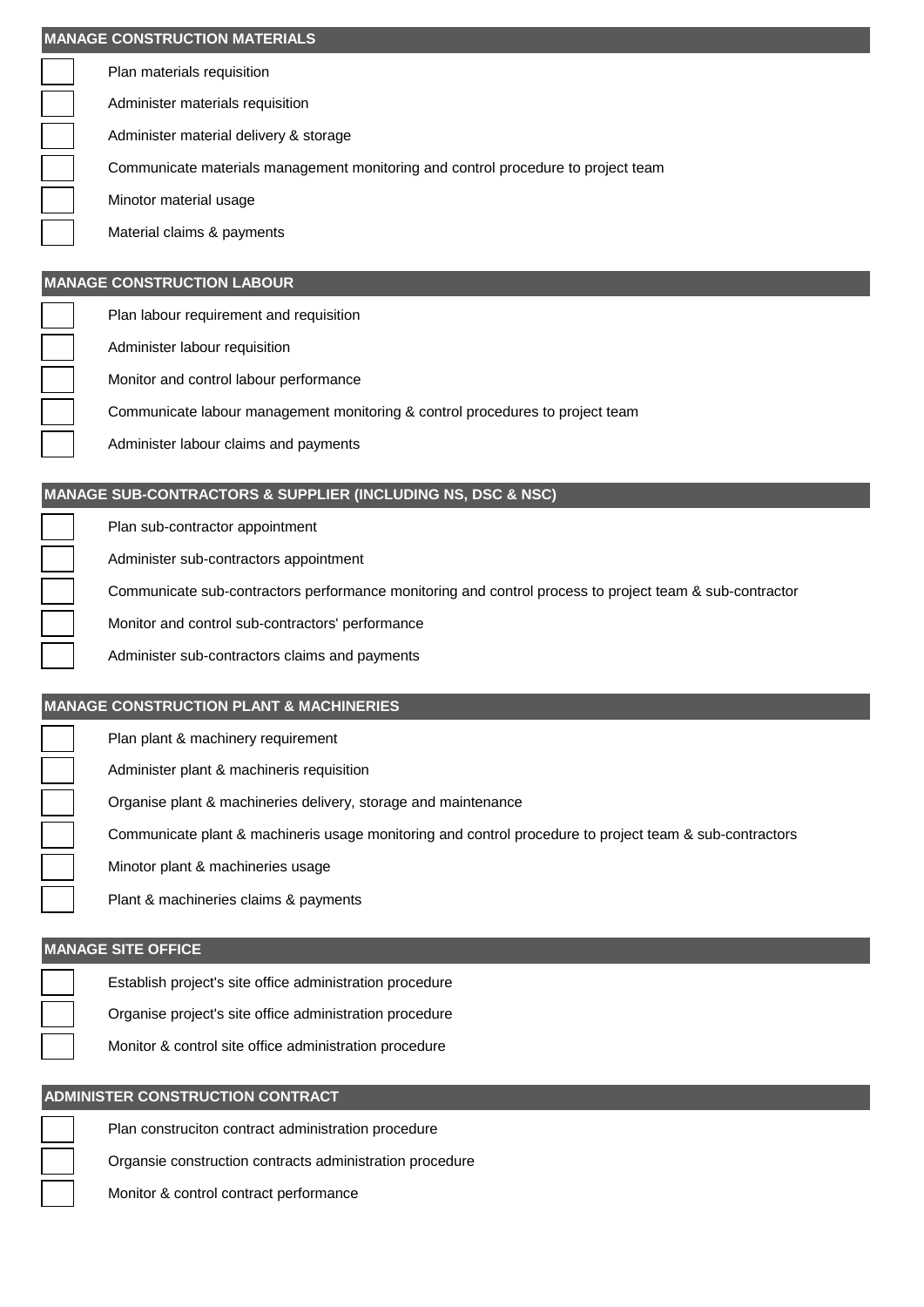## MANAGE CONSTRUCTION MATERIALS

- [ ] Plan materials requisition
- [ ] Administer materials requisition
- [ ] Administer material delivery & storage
- [ ] Communicate materials management monitoring and control procedure to project team
- [ ] Minotor material usage
- [ ] Material claims & payments

## MANAGE CONSTRUCTION LABOUR

- [ ] Plan labour requirement and requisition
- [ ] Administer labour requisition
- [ ] Monitor and control labour performance
- [ ] Communicate labour management monitoring & control procedures to project team
- [ ] Administer labour claims and payments

## MANAGE SUB-CONTRACTORS & SUPPLIER (INCLUDING NS, DSC & NSC)

- [ ] Plan sub-contractor appointment
- [ ] Administer sub-contractors appointment
- [ ] Communicate sub-contractors performance monitoring and control process to project team & sub-contractor
- [ ] Monitor and control sub-contractors' performance
- [ ] Administer sub-contractors claims and payments

## MANAGE CONSTRUCTION PLANT & MACHINERIES

- [ ] Plan plant & machinery requirement
- [ ] Administer plant & machineris requisition
- [ ] Organise plant & machineries delivery, storage and maintenance
- [ ] Communicate plant & machineris usage monitoring and control procedure to project team & sub-contractors
- [ ] Minotor plant & machineries usage
- [ ] Plant & machineries claims & payments

## MANAGE SITE OFFICE

- [ ] Establish project's site office administration procedure
- [ ] Organise project's site office administration procedure
- [ ] Monitor & control site office administration procedure

## ADMINISTER CONSTRUCTION CONTRACT

- [ ] Plan construciton contract administration procedure
- [ ] Organsie construction contracts administration procedure
- [ ] Monitor & control contract performance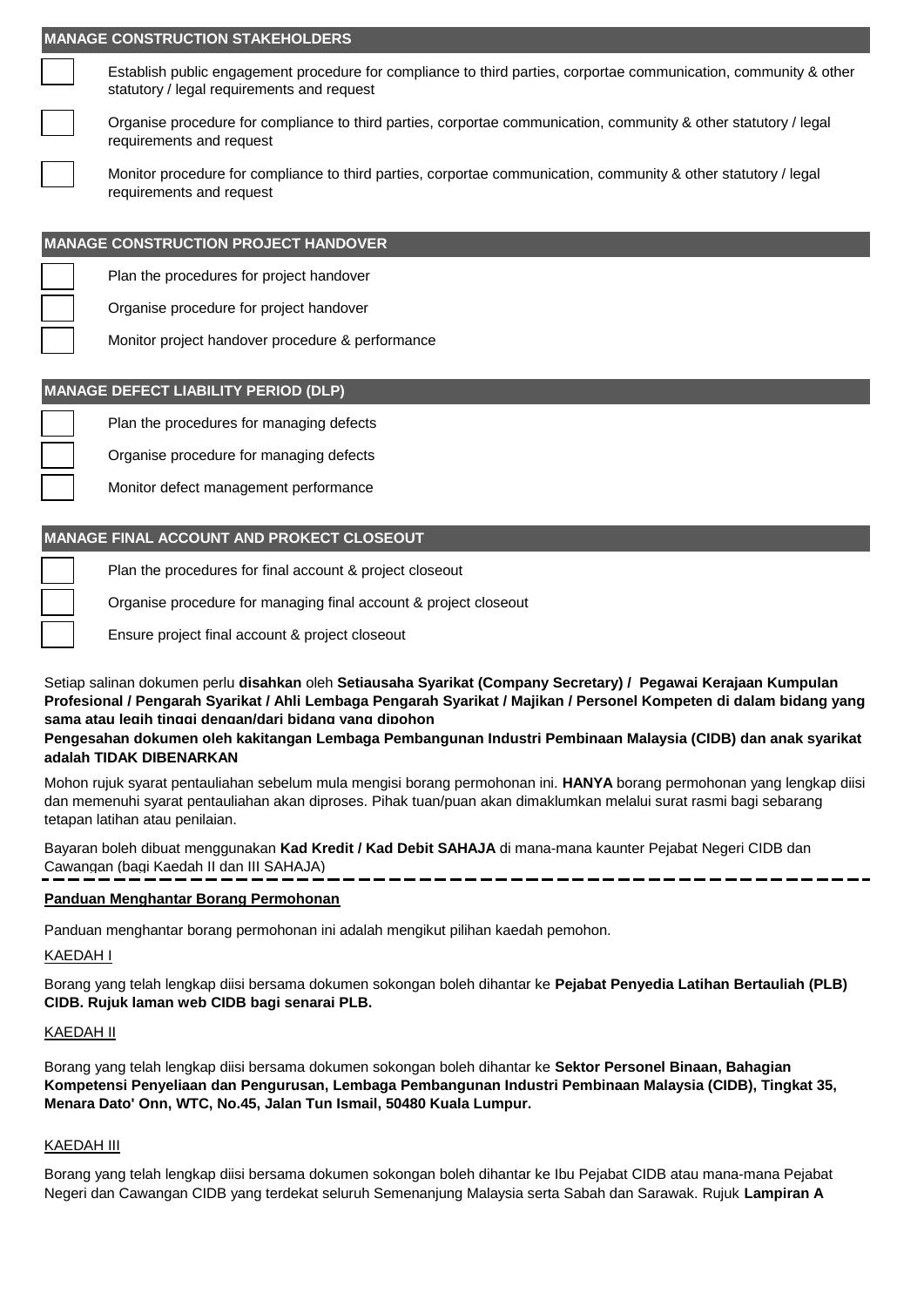## MANAGE CONSTRUCTION STAKEHOLDERS

- [ ] Establish public engagement procedure for compliance to third parties, corportae communication, community & other statutory / legal requirements and request
- [ ] Organise procedure for compliance to third parties, corportae communication, community & other statutory / legal requirements and request
- [ ] Monitor procedure for compliance to third parties, corportae communication, community & other statutory / legal requirements and request

## MANAGE CONSTRUCTION PROJECT HANDOVER

- [ ] Plan the procedures for project handover
- [ ] Organise procedure for project handover
- [ ] Monitor project handover procedure & performance

## MANAGE DEFECT LIABILITY PERIOD (DLP)

- [ ] Plan the procedures for managing defects
- [ ] Organise procedure for managing defects
- [ ] Monitor defect management performance

## MANAGE FINAL ACCOUNT AND PROKECT CLOSEOUT

- [ ] Plan the procedures for final account & project closeout
- [ ] Organise procedure for managing final account & project closeout
- [ ] Ensure project final account & project closeout

Setiap salinan dokumen perlu **disahkan** oleh **Setiausaha Syarikat (Company Secretary) / Pegawai Kerajaan Kumpulan Profesional / Pengarah Syarikat / Ahli Lembaga Pengarah Syarikat / Majikan / Personel Kompeten di dalam bidang yang sama atau legih tinggi dengan/dari bidang yang dipohon**

**Pengesahan dokumen oleh kakitangan Lembaga Pembangunan Industri Pembinaan Malaysia (CIDB) dan anak syarikat adalah TIDAK DIBENARKAN**

Mohon rujuk syarat pentauliahan sebelum mula mengisi borang permohonan ini. **HANYA** borang permohonan yang lengkap diisi dan memenuhi syarat pentauliahan akan diproses. Pihak tuan/puan akan dimaklumkan melalui surat rasmi bagi sebarang tetapan latihan atau penilaian.

Bayaran boleh dibuat menggunakan **Kad Kredit / Kad Debit SAHAJA** di mana-mana kaunter Pejabat Negeri CIDB dan Cawangan (bagi Kaedah II dan III SAHAJA)

---

**Panduan Menghantar Borang Permohonan**

Panduan menghantar borang permohonan ini adalah mengikut pilihan kaedah pemohon.

KAEDAH I

Borang yang telah lengkap diisi bersama dokumen sokongan boleh dihantar ke **Pejabat Penyedia Latihan Bertauliah (PLB) CIDB. Rujuk laman web CIDB bagi senarai PLB.**

KAEDAH II

Borang yang telah lengkap diisi bersama dokumen sokongan boleh dihantar ke **Sektor Personel Binaan, Bahagian Kompetensi Penyeliaan dan Pengurusan, Lembaga Pembangunan Industri Pembinaan Malaysia (CIDB), Tingkat 35, Menara Dato' Onn, WTC, No.45, Jalan Tun Ismail, 50480 Kuala Lumpur.**

KAEDAH III

Borang yang telah lengkap diisi bersama dokumen sokongan boleh dihantar ke Ibu Pejabat CIDB atau mana-mana Pejabat Negeri dan Cawangan CIDB yang terdekat seluruh Semenanjung Malaysia serta Sabah dan Sarawak. Rujuk **Lampiran A**